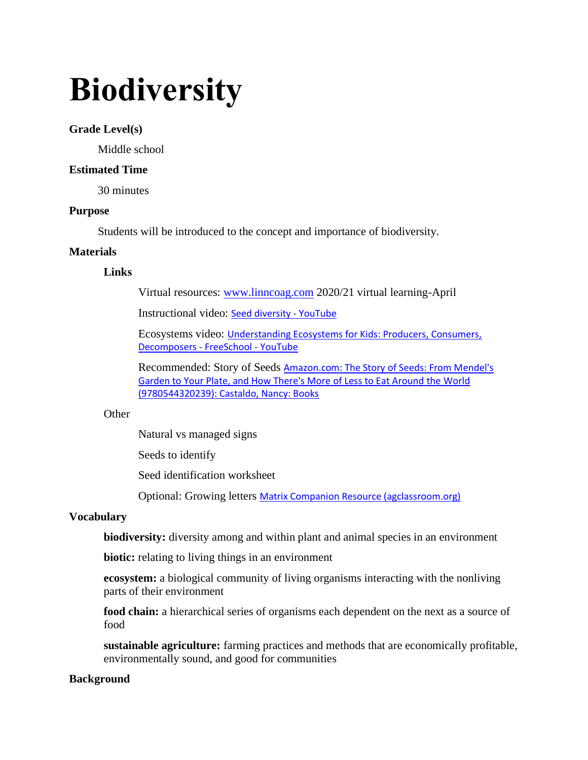# Biodiversity

**Grade Level(s)**

Middle school

**Estimated Time**

30 minutes

**Purpose**

Students will be introduced to the concept and importance of biodiversity.

**Materials**

**Links**

Virtual resources: www.linncoag.com 2020/21 virtual learning-April

Instructional video: Seed diversity - YouTube

Ecosystems video: Understanding Ecosystems for Kids: Producers, Consumers, Decomposers - FreeSchool - YouTube

Recommended: Story of Seeds Amazon.com: The Story of Seeds: From Mendel's Garden to Your Plate, and How There's More of Less to Eat Around the World (9780544320239): Castaldo, Nancy: Books

Other

Natural vs managed signs

Seeds to identify

Seed identification worksheet

Optional: Growing letters Matrix Companion Resource (agclassroom.org)

**Vocabulary**

**biodiversity:** diversity among and within plant and animal species in an environment

**biotic:** relating to living things in an environment

**ecosystem:** a biological community of living organisms interacting with the nonliving parts of their environment

**food chain:** a hierarchical series of organisms each dependent on the next as a source of food

**sustainable agriculture:** farming practices and methods that are economically profitable, environmentally sound, and good for communities

**Background**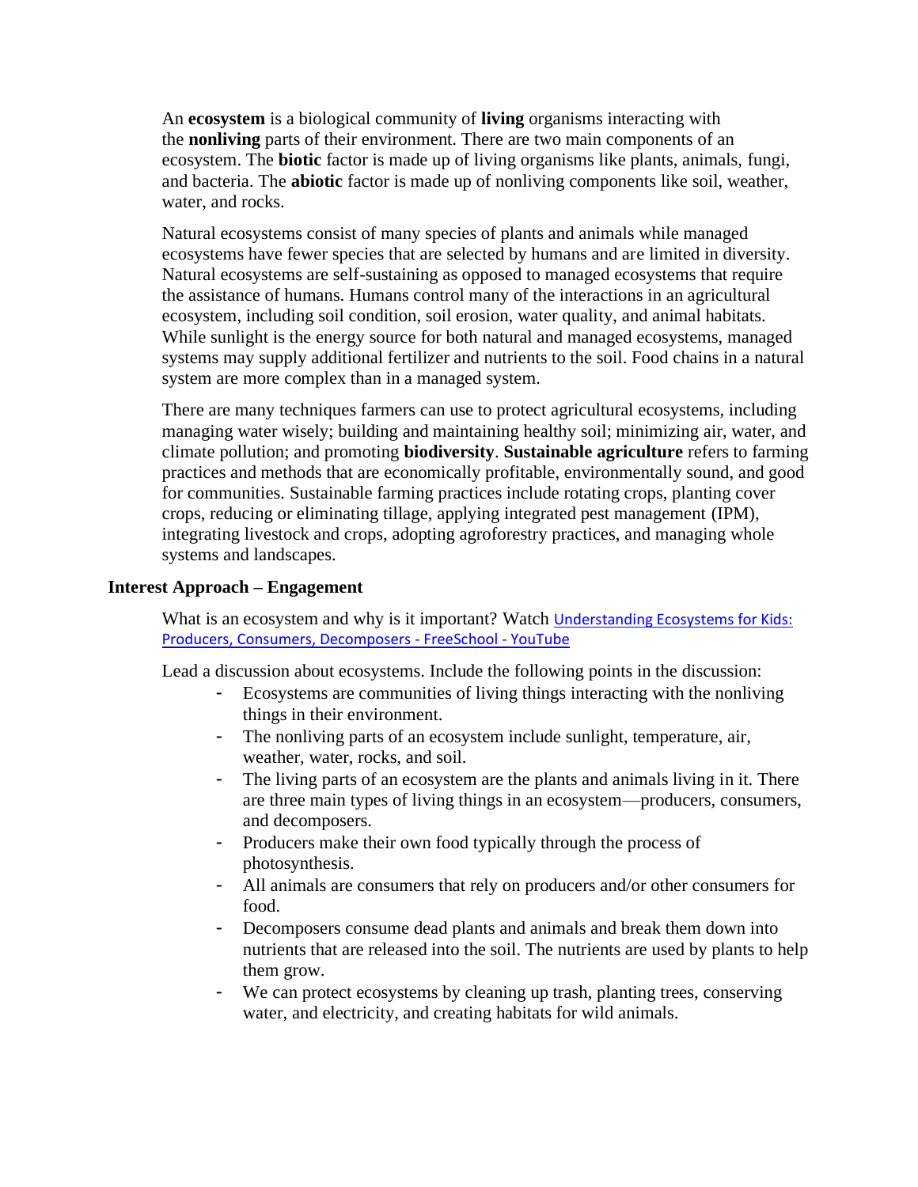An **ecosystem** is a biological community of **living** organisms interacting with the **nonliving** parts of their environment. There are two main components of an ecosystem. The **biotic** factor is made up of living organisms like plants, animals, fungi, and bacteria. The **abiotic** factor is made up of nonliving components like soil, weather, water, and rocks.

Natural ecosystems consist of many species of plants and animals while managed ecosystems have fewer species that are selected by humans and are limited in diversity. Natural ecosystems are self-sustaining as opposed to managed ecosystems that require the assistance of humans. Humans control many of the interactions in an agricultural ecosystem, including soil condition, soil erosion, water quality, and animal habitats. While sunlight is the energy source for both natural and managed ecosystems, managed systems may supply additional fertilizer and nutrients to the soil. Food chains in a natural system are more complex than in a managed system.

There are many techniques farmers can use to protect agricultural ecosystems, including managing water wisely; building and maintaining healthy soil; minimizing air, water, and climate pollution; and promoting **biodiversity**. **Sustainable agriculture** refers to farming practices and methods that are economically profitable, environmentally sound, and good for communities. Sustainable farming practices include rotating crops, planting cover crops, reducing or eliminating tillage, applying integrated pest management (IPM), integrating livestock and crops, adopting agroforestry practices, and managing whole systems and landscapes.

### Interest Approach – Engagement

What is an ecosystem and why is it important? Watch [Understanding Ecosystems for Kids: Producers, Consumers, Decomposers - FreeSchool - YouTube]

Lead a discussion about ecosystems. Include the following points in the discussion:

- Ecosystems are communities of living things interacting with the nonliving things in their environment.
- The nonliving parts of an ecosystem include sunlight, temperature, air, weather, water, rocks, and soil.
- The living parts of an ecosystem are the plants and animals living in it. There are three main types of living things in an ecosystem—producers, consumers, and decomposers.
- Producers make their own food typically through the process of photosynthesis.
- All animals are consumers that rely on producers and/or other consumers for food.
- Decomposers consume dead plants and animals and break them down into nutrients that are released into the soil. The nutrients are used by plants to help them grow.
- We can protect ecosystems by cleaning up trash, planting trees, conserving water, and electricity, and creating habitats for wild animals.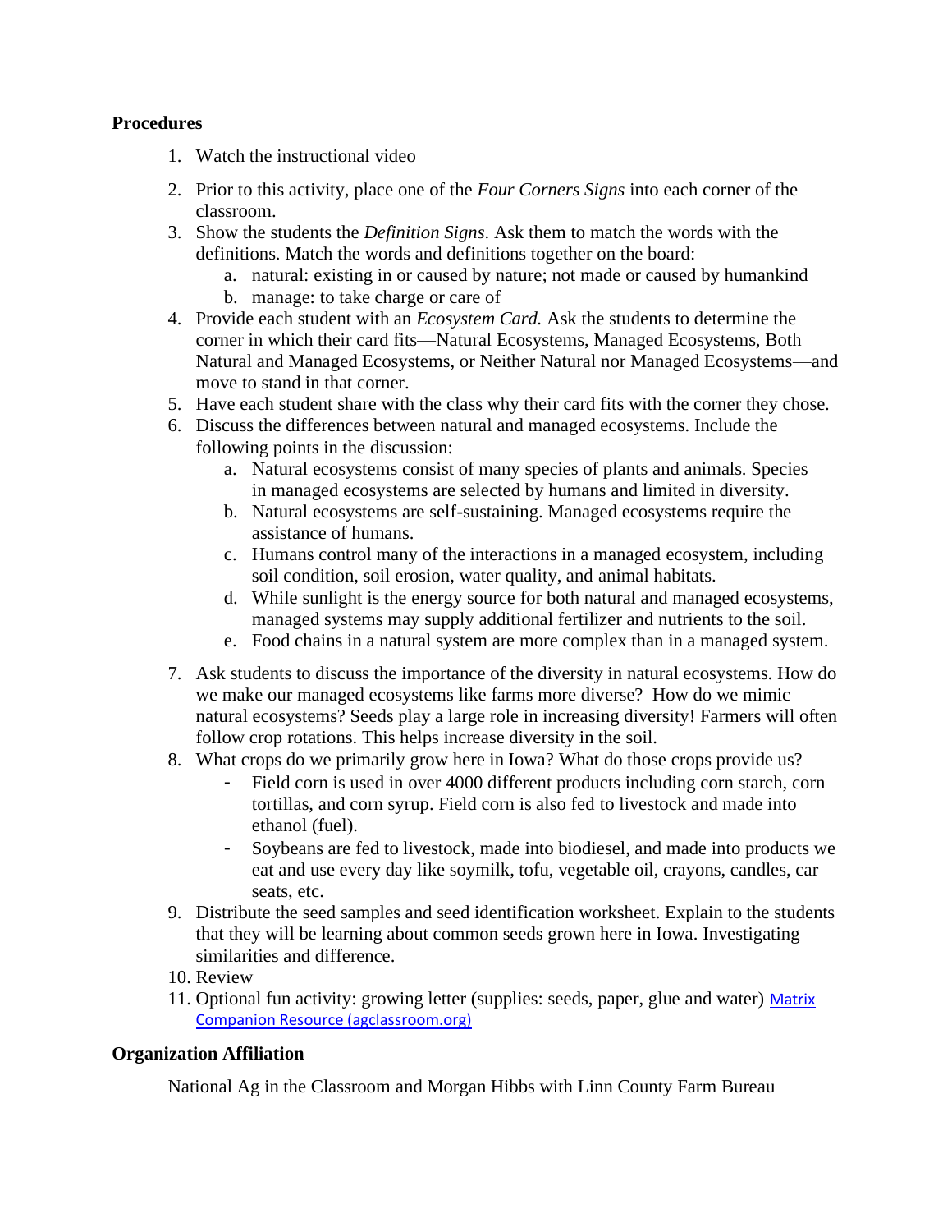**Procedures**

1. Watch the instructional video
2. Prior to this activity, place one of the *Four Corners Signs* into each corner of the classroom.
3. Show the students the *Definition Signs*. Ask them to match the words with the definitions. Match the words and definitions together on the board:
   a. natural: existing in or caused by nature; not made or caused by humankind
   b. manage: to take charge or care of
4. Provide each student with an *Ecosystem Card.* Ask the students to determine the corner in which their card fits—Natural Ecosystems, Managed Ecosystems, Both Natural and Managed Ecosystems, or Neither Natural nor Managed Ecosystems—and move to stand in that corner.
5. Have each student share with the class why their card fits with the corner they chose.
6. Discuss the differences between natural and managed ecosystems. Include the following points in the discussion:
   a. Natural ecosystems consist of many species of plants and animals. Species in managed ecosystems are selected by humans and limited in diversity.
   b. Natural ecosystems are self-sustaining. Managed ecosystems require the assistance of humans.
   c. Humans control many of the interactions in a managed ecosystem, including soil condition, soil erosion, water quality, and animal habitats.
   d. While sunlight is the energy source for both natural and managed ecosystems, managed systems may supply additional fertilizer and nutrients to the soil.
   e. Food chains in a natural system are more complex than in a managed system.
7. Ask students to discuss the importance of the diversity in natural ecosystems. How do we make our managed ecosystems like farms more diverse? How do we mimic natural ecosystems? Seeds play a large role in increasing diversity! Farmers will often follow crop rotations. This helps increase diversity in the soil.
8. What crops do we primarily grow here in Iowa? What do those crops provide us?
   - Field corn is used in over 4000 different products including corn starch, corn tortillas, and corn syrup. Field corn is also fed to livestock and made into ethanol (fuel).
   - Soybeans are fed to livestock, made into biodiesel, and made into products we eat and use every day like soymilk, tofu, vegetable oil, crayons, candles, car seats, etc.
9. Distribute the seed samples and seed identification worksheet. Explain to the students that they will be learning about common seeds grown here in Iowa. Investigating similarities and difference.
10. Review
11. Optional fun activity: growing letter (supplies: seeds, paper, glue and water) [Matrix Companion Resource (agclassroom.org)](agclassroom.org)

**Organization Affiliation**

National Ag in the Classroom and Morgan Hibbs with Linn County Farm Bureau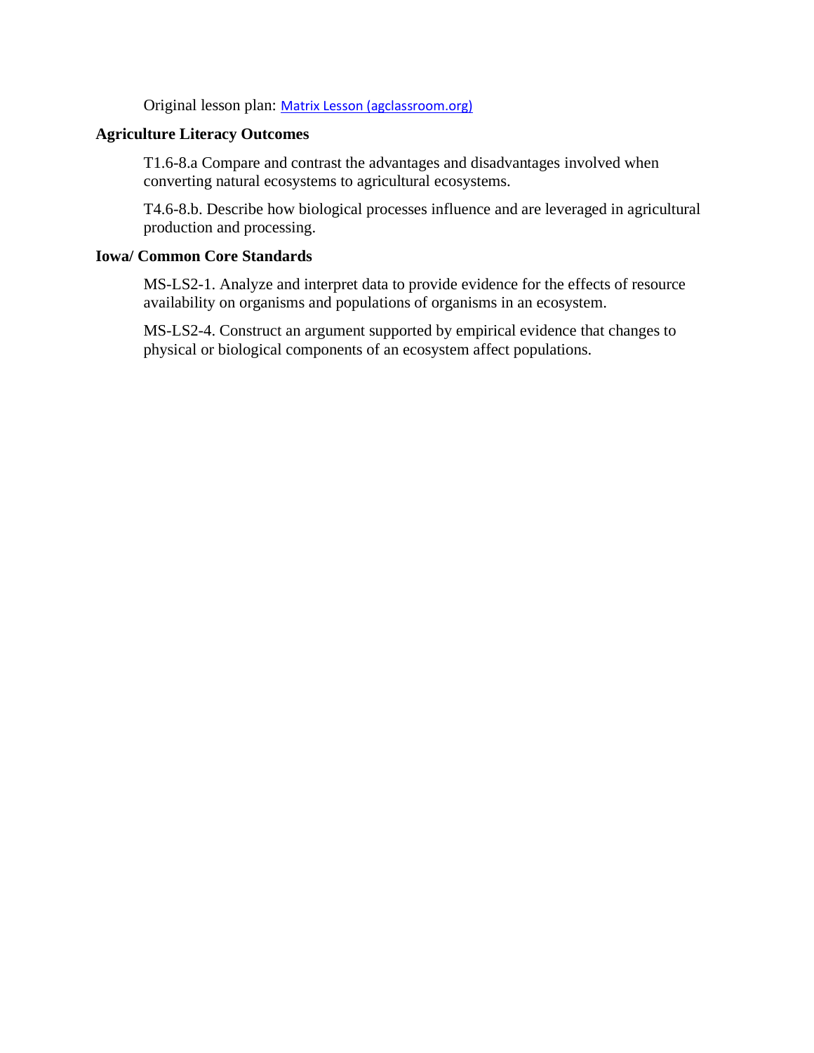Original lesson plan: [Matrix Lesson (agclassroom.org)]

**Agriculture Literacy Outcomes**

T1.6-8.a Compare and contrast the advantages and disadvantages involved when converting natural ecosystems to agricultural ecosystems.

T4.6-8.b. Describe how biological processes influence and are leveraged in agricultural production and processing.

**Iowa/ Common Core Standards**

MS-LS2-1. Analyze and interpret data to provide evidence for the effects of resource availability on organisms and populations of organisms in an ecosystem.

MS-LS2-4. Construct an argument supported by empirical evidence that changes to physical or biological components of an ecosystem affect populations.